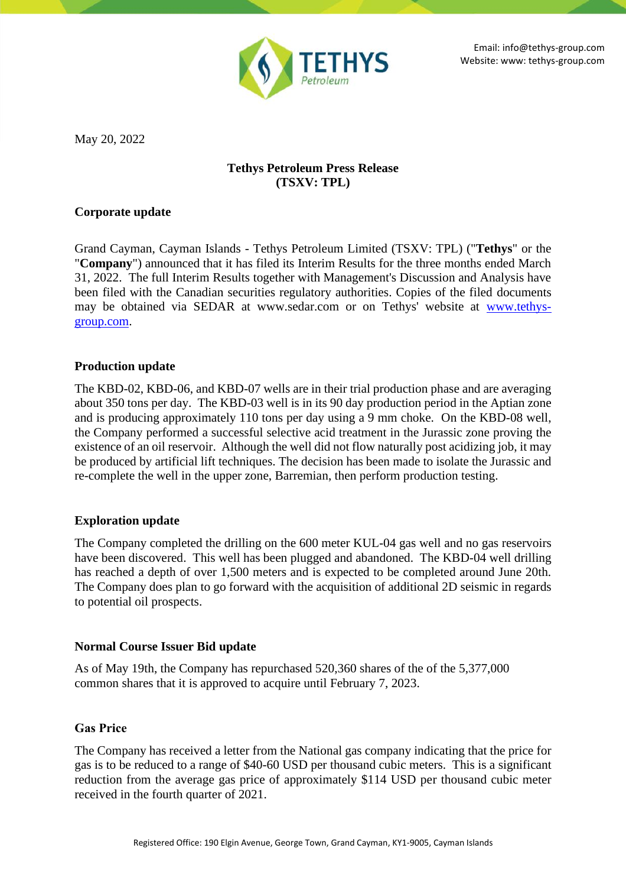Email: info@tethys-group.com
Website: www: tethys-group.com

May 20, 2022

**Tethys Petroleum Press Release**
**(TSXV: TPL)**

## Corporate update

Grand Cayman, Cayman Islands - Tethys Petroleum Limited (TSXV: TPL) ("**Tethys**" or the "**Company**") announced that it has filed its Interim Results for the three months ended March 31, 2022. The full Interim Results together with Management's Discussion and Analysis have been filed with the Canadian securities regulatory authorities. Copies of the filed documents may be obtained via SEDAR at www.sedar.com or on Tethys' website at [www.tethys-group.com](www.tethys-group.com).

## Production update

The KBD-02, KBD-06, and KBD-07 wells are in their trial production phase and are averaging about 350 tons per day. The KBD-03 well is in its 90 day production period in the Aptian zone and is producing approximately 110 tons per day using a 9 mm choke. On the KBD-08 well, the Company performed a successful selective acid treatment in the Jurassic zone proving the existence of an oil reservoir. Although the well did not flow naturally post acidizing job, it may be produced by artificial lift techniques. The decision has been made to isolate the Jurassic and re-complete the well in the upper zone, Barremian, then perform production testing.

## Exploration update

The Company completed the drilling on the 600 meter KUL-04 gas well and no gas reservoirs have been discovered. This well has been plugged and abandoned. The KBD-04 well drilling has reached a depth of over 1,500 meters and is expected to be completed around June 20th. The Company does plan to go forward with the acquisition of additional 2D seismic in regards to potential oil prospects.

## Normal Course Issuer Bid update

As of May 19th, the Company has repurchased 520,360 shares of the of the 5,377,000 common shares that it is approved to acquire until February 7, 2023.

## Gas Price

The Company has received a letter from the National gas company indicating that the price for gas is to be reduced to a range of $40-60 USD per thousand cubic meters. This is a significant reduction from the average gas price of approximately $114 USD per thousand cubic meter received in the fourth quarter of 2021.

Registered Office: 190 Elgin Avenue, George Town, Grand Cayman, KY1-9005, Cayman Islands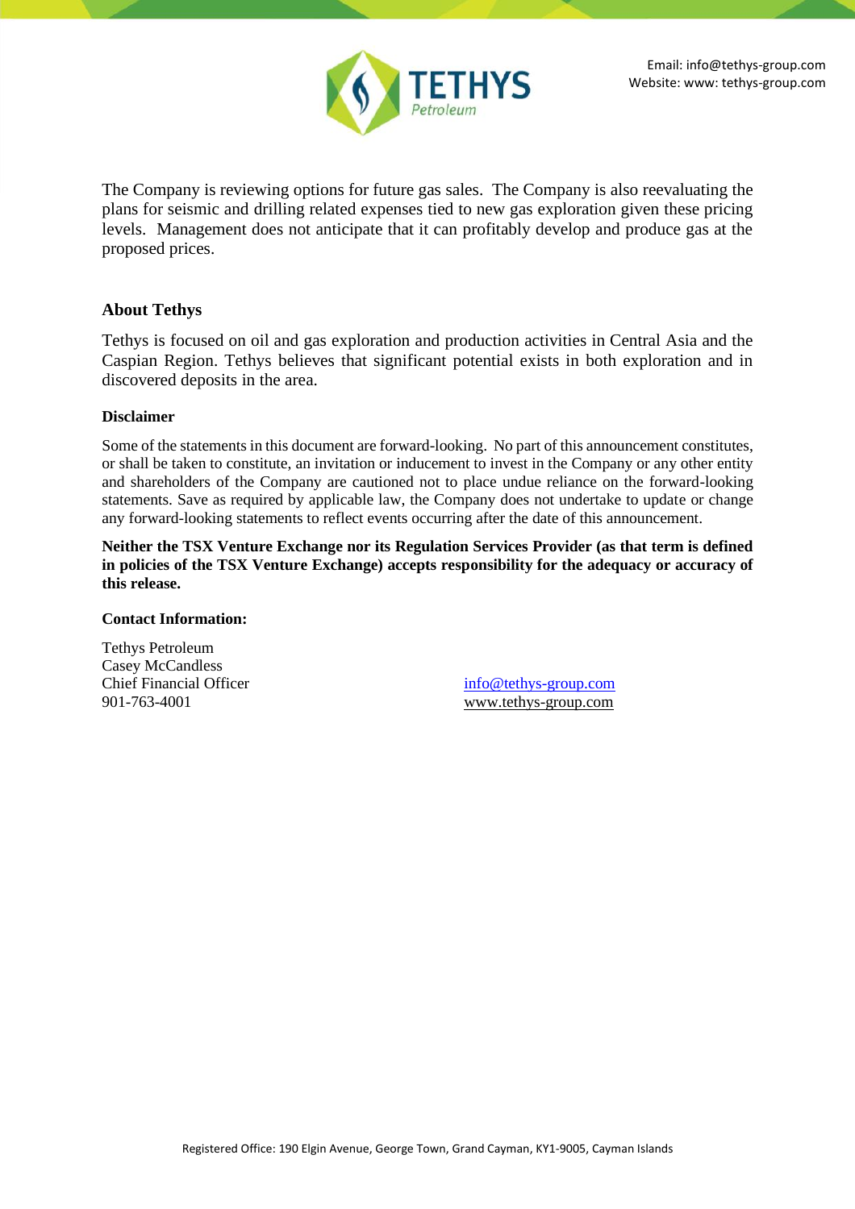The Company is reviewing options for future gas sales. The Company is also reevaluating the plans for seismic and drilling related expenses tied to new gas exploration given these pricing levels. Management does not anticipate that it can profitably develop and produce gas at the proposed prices.

## About Tethys

Tethys is focused on oil and gas exploration and production activities in Central Asia and the Caspian Region. Tethys believes that significant potential exists in both exploration and in discovered deposits in the area.

### Disclaimer

Some of the statements in this document are forward-looking. No part of this announcement constitutes, or shall be taken to constitute, an invitation or inducement to invest in the Company or any other entity and shareholders of the Company are cautioned not to place undue reliance on the forward-looking statements. Save as required by applicable law, the Company does not undertake to update or change any forward-looking statements to reflect events occurring after the date of this announcement.

**Neither the TSX Venture Exchange nor its Regulation Services Provider (as that term is defined in policies of the TSX Venture Exchange) accepts responsibility for the adequacy or accuracy of this release.**

### Contact Information:

Tethys Petroleum
Casey McCandless
Chief Financial Officer
901-763-4001

info@tethys-group.com
www.tethys-group.com